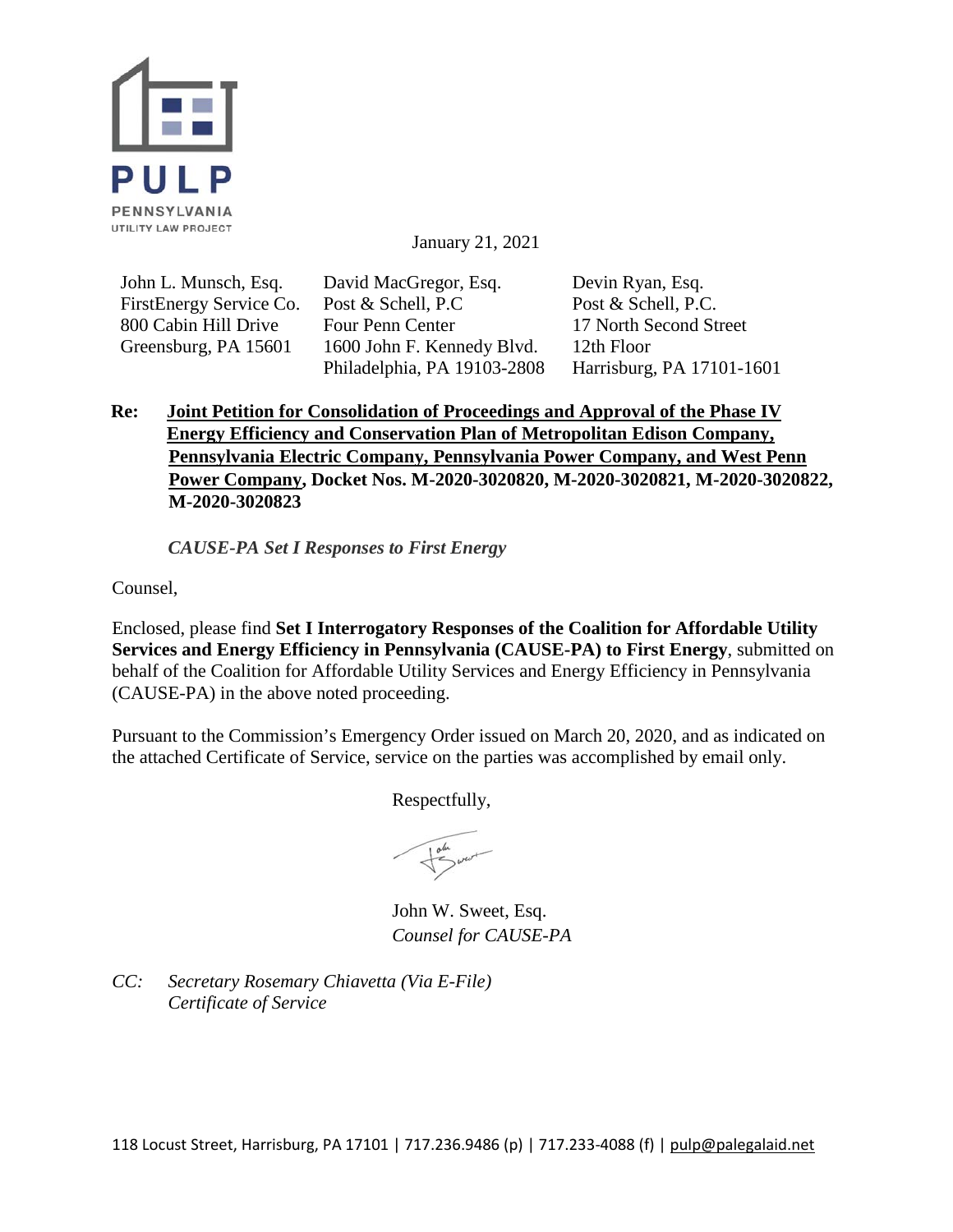PULP
PENNSYLVANIA
UTILITY LAW PROJECT

January 21, 2021

| John L. Munsch, Esq. | David MacGregor, Esq. | Devin Ryan, Esq. |
|---|---|---|
| FirstEnergy Service Co. | Post & Schell, P.C | Post & Schell, P.C. |
| 800 Cabin Hill Drive | Four Penn Center | 17 North Second Street |
| Greensburg, PA 15601 | 1600 John F. Kennedy Blvd. | 12th Floor |
| | Philadelphia, PA 19103-2808 | Harrisburg, PA 17101-1601 |

**Re: Joint Petition for Consolidation of Proceedings and Approval of the Phase IV Energy Efficiency and Conservation Plan of Metropolitan Edison Company, Pennsylvania Electric Company, Pennsylvania Power Company, and West Penn Power Company, Docket Nos. M-2020-3020820, M-2020-3020821, M-2020-3020822, M-2020-3020823**

*CAUSE-PA Set I Responses to First Energy*

Counsel,

Enclosed, please find **Set I Interrogatory Responses of the Coalition for Affordable Utility Services and Energy Efficiency in Pennsylvania (CAUSE-PA) to First Energy**, submitted on behalf of the Coalition for Affordable Utility Services and Energy Efficiency in Pennsylvania (CAUSE-PA) in the above noted proceeding.

Pursuant to the Commission's Emergency Order issued on March 20, 2020, and as indicated on the attached Certificate of Service, service on the parties was accomplished by email only.

Respectfully,

John W. Sweet, Esq.
*Counsel for CAUSE-PA*

*CC: Secretary Rosemary Chiavetta (Via E-File)*
*Certificate of Service*

118 Locust Street, Harrisburg, PA 17101 | 717.236.9486 (p) | 717.233-4088 (f) | pulp@palegalaid.net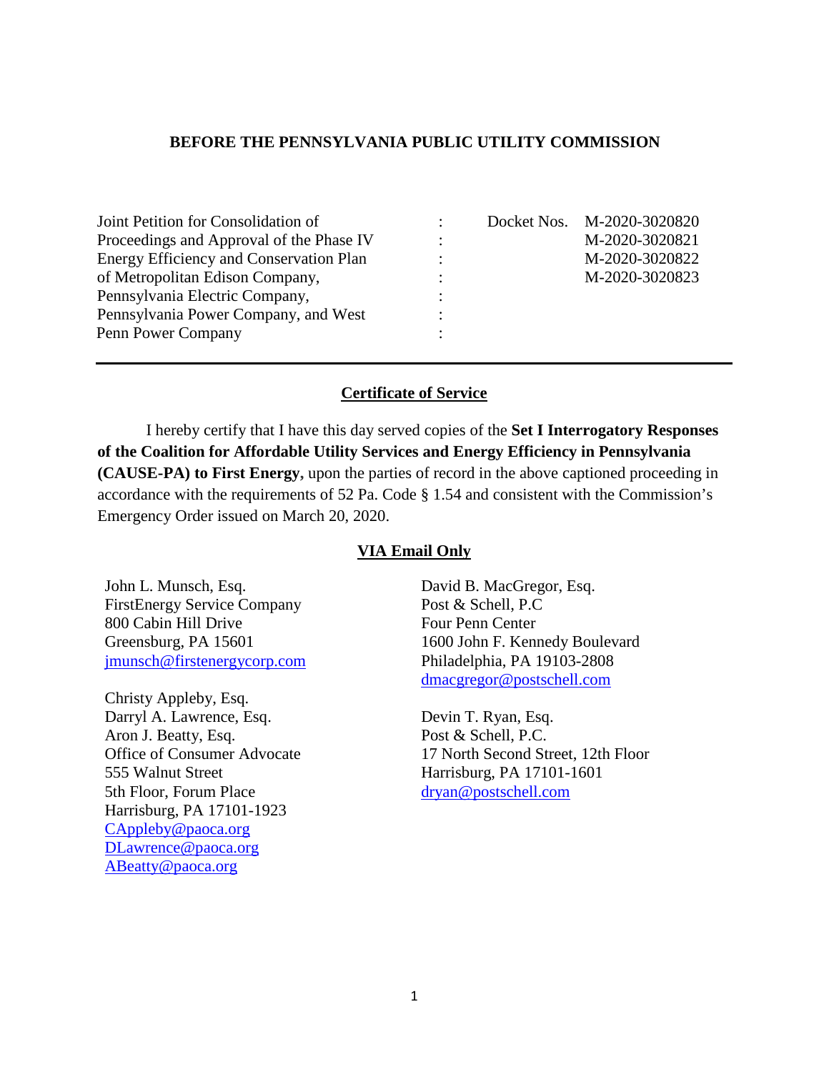**BEFORE THE PENNSYLVANIA PUBLIC UTILITY COMMISSION**

| | | |
|---|---|---|
| Joint Petition for Consolidation of Proceedings and Approval of the Phase IV Energy Efficiency and Conservation Plan of Metropolitan Edison Company, Pennsylvania Electric Company, Pennsylvania Power Company, and West Penn Power Company | : | Docket Nos. M-2020-3020820<br>M-2020-3020821<br>M-2020-3020822<br>M-2020-3020823 |

---

## Certificate of Service

I hereby certify that I have this day served copies of the **Set I Interrogatory Responses of the Coalition for Affordable Utility Services and Energy Efficiency in Pennsylvania (CAUSE-PA) to First Energy,** upon the parties of record in the above captioned proceeding in accordance with the requirements of 52 Pa. Code § 1.54 and consistent with the Commission's Emergency Order issued on March 20, 2020.

**VIA Email Only**

John L. Munsch, Esq.
FirstEnergy Service Company
800 Cabin Hill Drive
Greensburg, PA 15601
jmunsch@firstenergycorp.com

Christy Appleby, Esq.
Darryl A. Lawrence, Esq.
Aron J. Beatty, Esq.
Office of Consumer Advocate
555 Walnut Street
5th Floor, Forum Place
Harrisburg, PA 17101-1923
CAppleby@paoca.org
DLawrence@paoca.org
ABeatty@paoca.org

David B. MacGregor, Esq.
Post & Schell, P.C
Four Penn Center
1600 John F. Kennedy Boulevard
Philadelphia, PA 19103-2808
dmacgregor@postschell.com

Devin T. Ryan, Esq.
Post & Schell, P.C.
17 North Second Street, 12th Floor
Harrisburg, PA 17101-1601
dryan@postschell.com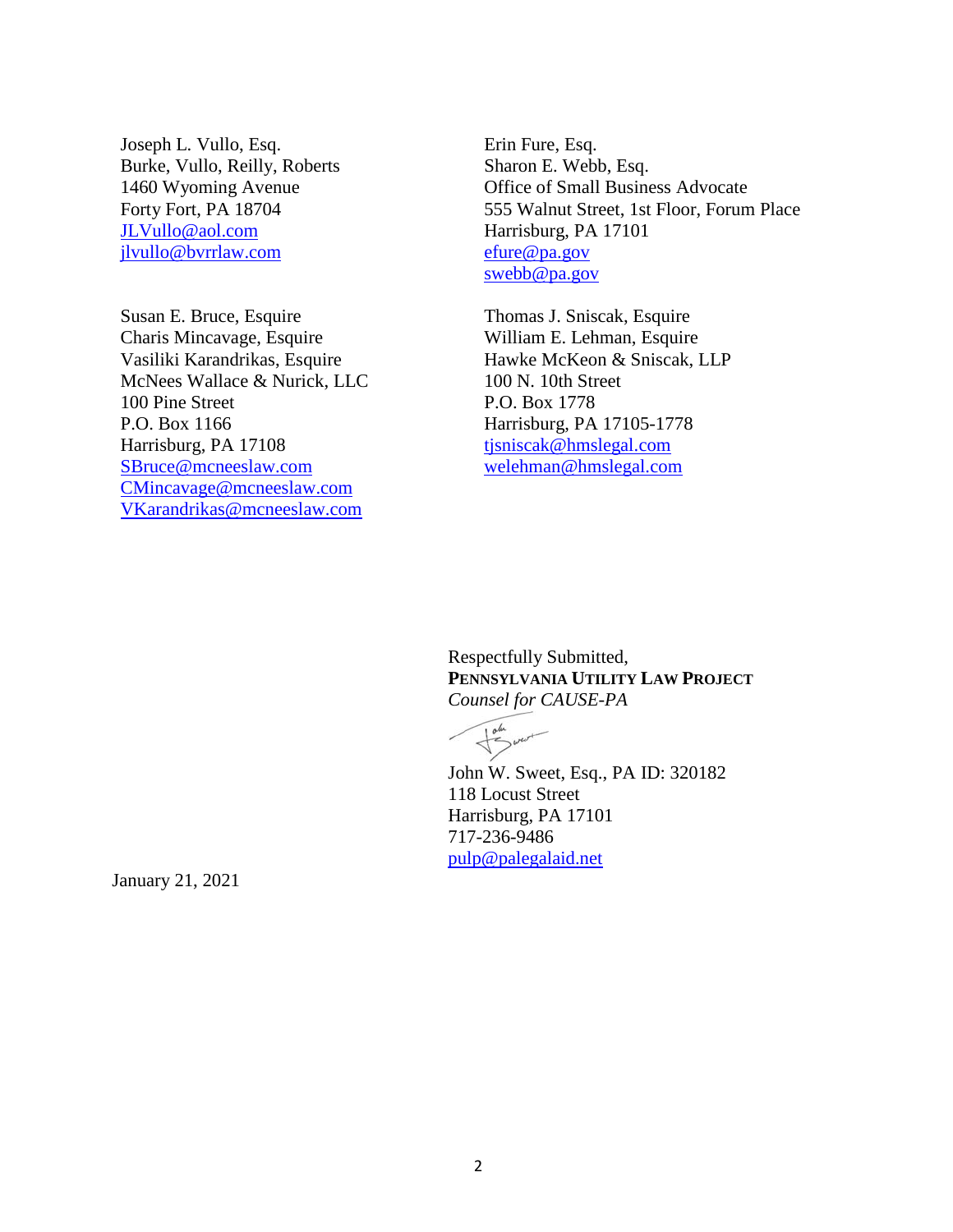Joseph L. Vullo, Esq.
Burke, Vullo, Reilly, Roberts
1460 Wyoming Avenue
Forty Fort, PA 18704
JLVullo@aol.com
jlvullo@bvrrlaw.com

Erin Fure, Esq.
Sharon E. Webb, Esq.
Office of Small Business Advocate
555 Walnut Street, 1st Floor, Forum Place
Harrisburg, PA 17101
efure@pa.gov
swebb@pa.gov

Susan E. Bruce, Esquire
Charis Mincavage, Esquire
Vasiliki Karandrikas, Esquire
McNees Wallace & Nurick, LLC
100 Pine Street
P.O. Box 1166
Harrisburg, PA 17108
SBruce@mcneeslaw.com
CMincavage@mcneeslaw.com
VKarandrikas@mcneeslaw.com

Thomas J. Sniscak, Esquire
William E. Lehman, Esquire
Hawke McKeon & Sniscak, LLP
100 N. 10th Street
P.O. Box 1778
Harrisburg, PA 17105-1778
tjsniscak@hmslegal.com
welehman@hmslegal.com

Respectfully Submitted,
**PENNSYLVANIA UTILITY LAW PROJECT**
*Counsel for CAUSE-PA*

John W. Sweet, Esq., PA ID: 320182
118 Locust Street
Harrisburg, PA 17101
717-236-9486
pulp@palegalaid.net

January 21, 2021